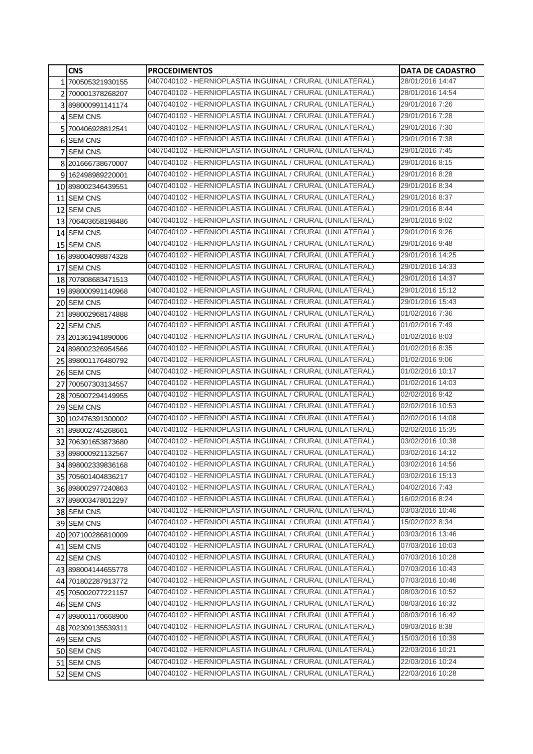|  | CNS | PROCEDIMENTOS | DATA DE CADASTRO |
|---|---|---|---|
| 1 | 700505321930155 | 0407040102 - HERNIOPLASTIA INGUINAL / CRURAL (UNILATERAL) | 28/01/2016 14:47 |
| 2 | 700001378268207 | 0407040102 - HERNIOPLASTIA INGUINAL / CRURAL (UNILATERAL) | 28/01/2016 14:54 |
| 3 | 898000991141174 | 0407040102 - HERNIOPLASTIA INGUINAL / CRURAL (UNILATERAL) | 29/01/2016 7:26 |
| 4 | SEM CNS | 0407040102 - HERNIOPLASTIA INGUINAL / CRURAL (UNILATERAL) | 29/01/2016 7:28 |
| 5 | 700406928812541 | 0407040102 - HERNIOPLASTIA INGUINAL / CRURAL (UNILATERAL) | 29/01/2016 7:30 |
| 6 | SEM CNS | 0407040102 - HERNIOPLASTIA INGUINAL / CRURAL (UNILATERAL) | 29/01/2016 7:38 |
| 7 | SEM CNS | 0407040102 - HERNIOPLASTIA INGUINAL / CRURAL (UNILATERAL) | 29/01/2016 7:45 |
| 8 | 201666738670007 | 0407040102 - HERNIOPLASTIA INGUINAL / CRURAL (UNILATERAL) | 29/01/2016 8:15 |
| 9 | 162498989220001 | 0407040102 - HERNIOPLASTIA INGUINAL / CRURAL (UNILATERAL) | 29/01/2016 8:28 |
| 10 | 898002346439551 | 0407040102 - HERNIOPLASTIA INGUINAL / CRURAL (UNILATERAL) | 29/01/2016 8:34 |
| 11 | SEM CNS | 0407040102 - HERNIOPLASTIA INGUINAL / CRURAL (UNILATERAL) | 29/01/2016 8:37 |
| 12 | SEM CNS | 0407040102 - HERNIOPLASTIA INGUINAL / CRURAL (UNILATERAL) | 29/01/2016 8:44 |
| 13 | 706403658198486 | 0407040102 - HERNIOPLASTIA INGUINAL / CRURAL (UNILATERAL) | 29/01/2016 9:02 |
| 14 | SEM CNS | 0407040102 - HERNIOPLASTIA INGUINAL / CRURAL (UNILATERAL) | 29/01/2016 9:26 |
| 15 | SEM CNS | 0407040102 - HERNIOPLASTIA INGUINAL / CRURAL (UNILATERAL) | 29/01/2016 9:48 |
| 16 | 898004098874328 | 0407040102 - HERNIOPLASTIA INGUINAL / CRURAL (UNILATERAL) | 29/01/2016 14:25 |
| 17 | SEM CNS | 0407040102 - HERNIOPLASTIA INGUINAL / CRURAL (UNILATERAL) | 29/01/2016 14:33 |
| 18 | 707808683471513 | 0407040102 - HERNIOPLASTIA INGUINAL / CRURAL (UNILATERAL) | 29/01/2016 14:37 |
| 19 | 898000991140968 | 0407040102 - HERNIOPLASTIA INGUINAL / CRURAL (UNILATERAL) | 29/01/2016 15:12 |
| 20 | SEM CNS | 0407040102 - HERNIOPLASTIA INGUINAL / CRURAL (UNILATERAL) | 29/01/2016 15:43 |
| 21 | 898002968174888 | 0407040102 - HERNIOPLASTIA INGUINAL / CRURAL (UNILATERAL) | 01/02/2016 7:36 |
| 22 | SEM CNS | 0407040102 - HERNIOPLASTIA INGUINAL / CRURAL (UNILATERAL) | 01/02/2016 7:49 |
| 23 | 201361941890006 | 0407040102 - HERNIOPLASTIA INGUINAL / CRURAL (UNILATERAL) | 01/02/2016 8:03 |
| 24 | 898002326954566 | 0407040102 - HERNIOPLASTIA INGUINAL / CRURAL (UNILATERAL) | 01/02/2016 8:35 |
| 25 | 898001176480792 | 0407040102 - HERNIOPLASTIA INGUINAL / CRURAL (UNILATERAL) | 01/02/2016 9:06 |
| 26 | SEM CNS | 0407040102 - HERNIOPLASTIA INGUINAL / CRURAL (UNILATERAL) | 01/02/2016 10:17 |
| 27 | 700507303134557 | 0407040102 - HERNIOPLASTIA INGUINAL / CRURAL (UNILATERAL) | 01/02/2016 14:03 |
| 28 | 705007294149955 | 0407040102 - HERNIOPLASTIA INGUINAL / CRURAL (UNILATERAL) | 02/02/2016 9:42 |
| 29 | SEM CNS | 0407040102 - HERNIOPLASTIA INGUINAL / CRURAL (UNILATERAL) | 02/02/2016 10:53 |
| 30 | 102476391300002 | 0407040102 - HERNIOPLASTIA INGUINAL / CRURAL (UNILATERAL) | 02/02/2016 14:08 |
| 31 | 898002745268661 | 0407040102 - HERNIOPLASTIA INGUINAL / CRURAL (UNILATERAL) | 02/02/2016 15:35 |
| 32 | 706301653873680 | 0407040102 - HERNIOPLASTIA INGUINAL / CRURAL (UNILATERAL) | 03/02/2016 10:38 |
| 33 | 898000921132567 | 0407040102 - HERNIOPLASTIA INGUINAL / CRURAL (UNILATERAL) | 03/02/2016 14:12 |
| 34 | 898002339836168 | 0407040102 - HERNIOPLASTIA INGUINAL / CRURAL (UNILATERAL) | 03/02/2016 14:56 |
| 35 | 705601404836217 | 0407040102 - HERNIOPLASTIA INGUINAL / CRURAL (UNILATERAL) | 03/02/2016 15:13 |
| 36 | 898002977240863 | 0407040102 - HERNIOPLASTIA INGUINAL / CRURAL (UNILATERAL) | 04/02/2016 7:43 |
| 37 | 898003478012297 | 0407040102 - HERNIOPLASTIA INGUINAL / CRURAL (UNILATERAL) | 16/02/2016 8:24 |
| 38 | SEM CNS | 0407040102 - HERNIOPLASTIA INGUINAL / CRURAL (UNILATERAL) | 03/03/2016 10:46 |
| 39 | SEM CNS | 0407040102 - HERNIOPLASTIA INGUINAL / CRURAL (UNILATERAL) | 15/02/2022 8:34 |
| 40 | 207100286810009 | 0407040102 - HERNIOPLASTIA INGUINAL / CRURAL (UNILATERAL) | 03/03/2016 13:46 |
| 41 | SEM CNS | 0407040102 - HERNIOPLASTIA INGUINAL / CRURAL (UNILATERAL) | 07/03/2016 10:03 |
| 42 | SEM CNS | 0407040102 - HERNIOPLASTIA INGUINAL / CRURAL (UNILATERAL) | 07/03/2016 10:28 |
| 43 | 898004144655778 | 0407040102 - HERNIOPLASTIA INGUINAL / CRURAL (UNILATERAL) | 07/03/2016 10:43 |
| 44 | 701802287913772 | 0407040102 - HERNIOPLASTIA INGUINAL / CRURAL (UNILATERAL) | 07/03/2016 10:46 |
| 45 | 705002077221157 | 0407040102 - HERNIOPLASTIA INGUINAL / CRURAL (UNILATERAL) | 08/03/2016 10:52 |
| 46 | SEM CNS | 0407040102 - HERNIOPLASTIA INGUINAL / CRURAL (UNILATERAL) | 08/03/2016 16:32 |
| 47 | 898001170668900 | 0407040102 - HERNIOPLASTIA INGUINAL / CRURAL (UNILATERAL) | 08/03/2016 16:42 |
| 48 | 702309135539311 | 0407040102 - HERNIOPLASTIA INGUINAL / CRURAL (UNILATERAL) | 09/03/2016 8:38 |
| 49 | SEM CNS | 0407040102 - HERNIOPLASTIA INGUINAL / CRURAL (UNILATERAL) | 15/03/2016 10:39 |
| 50 | SEM CNS | 0407040102 - HERNIOPLASTIA INGUINAL / CRURAL (UNILATERAL) | 22/03/2016 10:21 |
| 51 | SEM CNS | 0407040102 - HERNIOPLASTIA INGUINAL / CRURAL (UNILATERAL) | 22/03/2016 10:24 |
| 52 | SEM CNS | 0407040102 - HERNIOPLASTIA INGUINAL / CRURAL (UNILATERAL) | 22/03/2016 10:28 |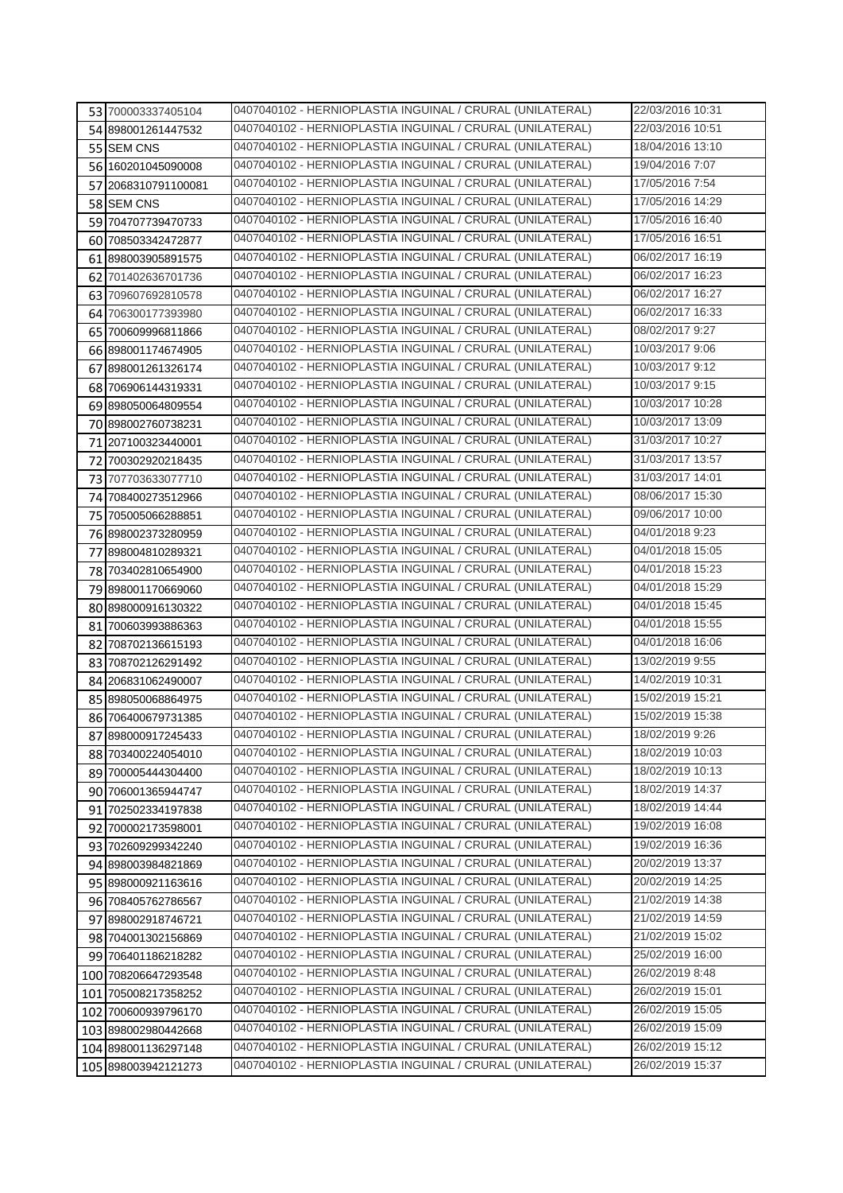| | | | |
|---|---|---|---|
| 53 | 700003337405104 | 0407040102 - HERNIOPLASTIA INGUINAL / CRURAL (UNILATERAL) | 22/03/2016 10:31 |
| 54 | 898001261447532 | 0407040102 - HERNIOPLASTIA INGUINAL / CRURAL (UNILATERAL) | 22/03/2016 10:51 |
| 55 | SEM CNS | 0407040102 - HERNIOPLASTIA INGUINAL / CRURAL (UNILATERAL) | 18/04/2016 13:10 |
| 56 | 160201045090008 | 0407040102 - HERNIOPLASTIA INGUINAL / CRURAL (UNILATERAL) | 19/04/2016 7:07 |
| 57 | 2068310791100081 | 0407040102 - HERNIOPLASTIA INGUINAL / CRURAL (UNILATERAL) | 17/05/2016 7:54 |
| 58 | SEM CNS | 0407040102 - HERNIOPLASTIA INGUINAL / CRURAL (UNILATERAL) | 17/05/2016 14:29 |
| 59 | 704707739470733 | 0407040102 - HERNIOPLASTIA INGUINAL / CRURAL (UNILATERAL) | 17/05/2016 16:40 |
| 60 | 708503342472877 | 0407040102 - HERNIOPLASTIA INGUINAL / CRURAL (UNILATERAL) | 17/05/2016 16:51 |
| 61 | 898003905891575 | 0407040102 - HERNIOPLASTIA INGUINAL / CRURAL (UNILATERAL) | 06/02/2017 16:19 |
| 62 | 701402636701736 | 0407040102 - HERNIOPLASTIA INGUINAL / CRURAL (UNILATERAL) | 06/02/2017 16:23 |
| 63 | 709607692810578 | 0407040102 - HERNIOPLASTIA INGUINAL / CRURAL (UNILATERAL) | 06/02/2017 16:27 |
| 64 | 706300177393980 | 0407040102 - HERNIOPLASTIA INGUINAL / CRURAL (UNILATERAL) | 06/02/2017 16:33 |
| 65 | 700609996811866 | 0407040102 - HERNIOPLASTIA INGUINAL / CRURAL (UNILATERAL) | 08/02/2017 9:27 |
| 66 | 898001174674905 | 0407040102 - HERNIOPLASTIA INGUINAL / CRURAL (UNILATERAL) | 10/03/2017 9:06 |
| 67 | 898001261326174 | 0407040102 - HERNIOPLASTIA INGUINAL / CRURAL (UNILATERAL) | 10/03/2017 9:12 |
| 68 | 706906144319331 | 0407040102 - HERNIOPLASTIA INGUINAL / CRURAL (UNILATERAL) | 10/03/2017 9:15 |
| 69 | 898050064809554 | 0407040102 - HERNIOPLASTIA INGUINAL / CRURAL (UNILATERAL) | 10/03/2017 10:28 |
| 70 | 898002760738231 | 0407040102 - HERNIOPLASTIA INGUINAL / CRURAL (UNILATERAL) | 10/03/2017 13:09 |
| 71 | 207100323440001 | 0407040102 - HERNIOPLASTIA INGUINAL / CRURAL (UNILATERAL) | 31/03/2017 10:27 |
| 72 | 700302920218435 | 0407040102 - HERNIOPLASTIA INGUINAL / CRURAL (UNILATERAL) | 31/03/2017 13:57 |
| 73 | 707703633077710 | 0407040102 - HERNIOPLASTIA INGUINAL / CRURAL (UNILATERAL) | 31/03/2017 14:01 |
| 74 | 708400273512966 | 0407040102 - HERNIOPLASTIA INGUINAL / CRURAL (UNILATERAL) | 08/06/2017 15:30 |
| 75 | 705005066288851 | 0407040102 - HERNIOPLASTIA INGUINAL / CRURAL (UNILATERAL) | 09/06/2017 10:00 |
| 76 | 898002373280959 | 0407040102 - HERNIOPLASTIA INGUINAL / CRURAL (UNILATERAL) | 04/01/2018 9:23 |
| 77 | 898004810289321 | 0407040102 - HERNIOPLASTIA INGUINAL / CRURAL (UNILATERAL) | 04/01/2018 15:05 |
| 78 | 703402810654900 | 0407040102 - HERNIOPLASTIA INGUINAL / CRURAL (UNILATERAL) | 04/01/2018 15:23 |
| 79 | 898001170669060 | 0407040102 - HERNIOPLASTIA INGUINAL / CRURAL (UNILATERAL) | 04/01/2018 15:29 |
| 80 | 898000916130322 | 0407040102 - HERNIOPLASTIA INGUINAL / CRURAL (UNILATERAL) | 04/01/2018 15:45 |
| 81 | 700603993886363 | 0407040102 - HERNIOPLASTIA INGUINAL / CRURAL (UNILATERAL) | 04/01/2018 15:55 |
| 82 | 708702136615193 | 0407040102 - HERNIOPLASTIA INGUINAL / CRURAL (UNILATERAL) | 04/01/2018 16:06 |
| 83 | 708702126291492 | 0407040102 - HERNIOPLASTIA INGUINAL / CRURAL (UNILATERAL) | 13/02/2019 9:55 |
| 84 | 206831062490007 | 0407040102 - HERNIOPLASTIA INGUINAL / CRURAL (UNILATERAL) | 14/02/2019 10:31 |
| 85 | 898050068864975 | 0407040102 - HERNIOPLASTIA INGUINAL / CRURAL (UNILATERAL) | 15/02/2019 15:21 |
| 86 | 706400679731385 | 0407040102 - HERNIOPLASTIA INGUINAL / CRURAL (UNILATERAL) | 15/02/2019 15:38 |
| 87 | 898000917245433 | 0407040102 - HERNIOPLASTIA INGUINAL / CRURAL (UNILATERAL) | 18/02/2019 9:26 |
| 88 | 703400224054010 | 0407040102 - HERNIOPLASTIA INGUINAL / CRURAL (UNILATERAL) | 18/02/2019 10:03 |
| 89 | 700005444304400 | 0407040102 - HERNIOPLASTIA INGUINAL / CRURAL (UNILATERAL) | 18/02/2019 10:13 |
| 90 | 706001365944747 | 0407040102 - HERNIOPLASTIA INGUINAL / CRURAL (UNILATERAL) | 18/02/2019 14:37 |
| 91 | 702502334197838 | 0407040102 - HERNIOPLASTIA INGUINAL / CRURAL (UNILATERAL) | 18/02/2019 14:44 |
| 92 | 700002173598001 | 0407040102 - HERNIOPLASTIA INGUINAL / CRURAL (UNILATERAL) | 19/02/2019 16:08 |
| 93 | 702609299342240 | 0407040102 - HERNIOPLASTIA INGUINAL / CRURAL (UNILATERAL) | 19/02/2019 16:36 |
| 94 | 898003984821869 | 0407040102 - HERNIOPLASTIA INGUINAL / CRURAL (UNILATERAL) | 20/02/2019 13:37 |
| 95 | 898000921163616 | 0407040102 - HERNIOPLASTIA INGUINAL / CRURAL (UNILATERAL) | 20/02/2019 14:25 |
| 96 | 708405762786567 | 0407040102 - HERNIOPLASTIA INGUINAL / CRURAL (UNILATERAL) | 21/02/2019 14:38 |
| 97 | 898002918746721 | 0407040102 - HERNIOPLASTIA INGUINAL / CRURAL (UNILATERAL) | 21/02/2019 14:59 |
| 98 | 704001302156869 | 0407040102 - HERNIOPLASTIA INGUINAL / CRURAL (UNILATERAL) | 21/02/2019 15:02 |
| 99 | 706401186218282 | 0407040102 - HERNIOPLASTIA INGUINAL / CRURAL (UNILATERAL) | 25/02/2019 16:00 |
| 100 | 708206647293548 | 0407040102 - HERNIOPLASTIA INGUINAL / CRURAL (UNILATERAL) | 26/02/2019 8:48 |
| 101 | 705008217358252 | 0407040102 - HERNIOPLASTIA INGUINAL / CRURAL (UNILATERAL) | 26/02/2019 15:01 |
| 102 | 700600939796170 | 0407040102 - HERNIOPLASTIA INGUINAL / CRURAL (UNILATERAL) | 26/02/2019 15:05 |
| 103 | 898002980442668 | 0407040102 - HERNIOPLASTIA INGUINAL / CRURAL (UNILATERAL) | 26/02/2019 15:09 |
| 104 | 898001136297148 | 0407040102 - HERNIOPLASTIA INGUINAL / CRURAL (UNILATERAL) | 26/02/2019 15:12 |
| 105 | 898003942121273 | 0407040102 - HERNIOPLASTIA INGUINAL / CRURAL (UNILATERAL) | 26/02/2019 15:37 |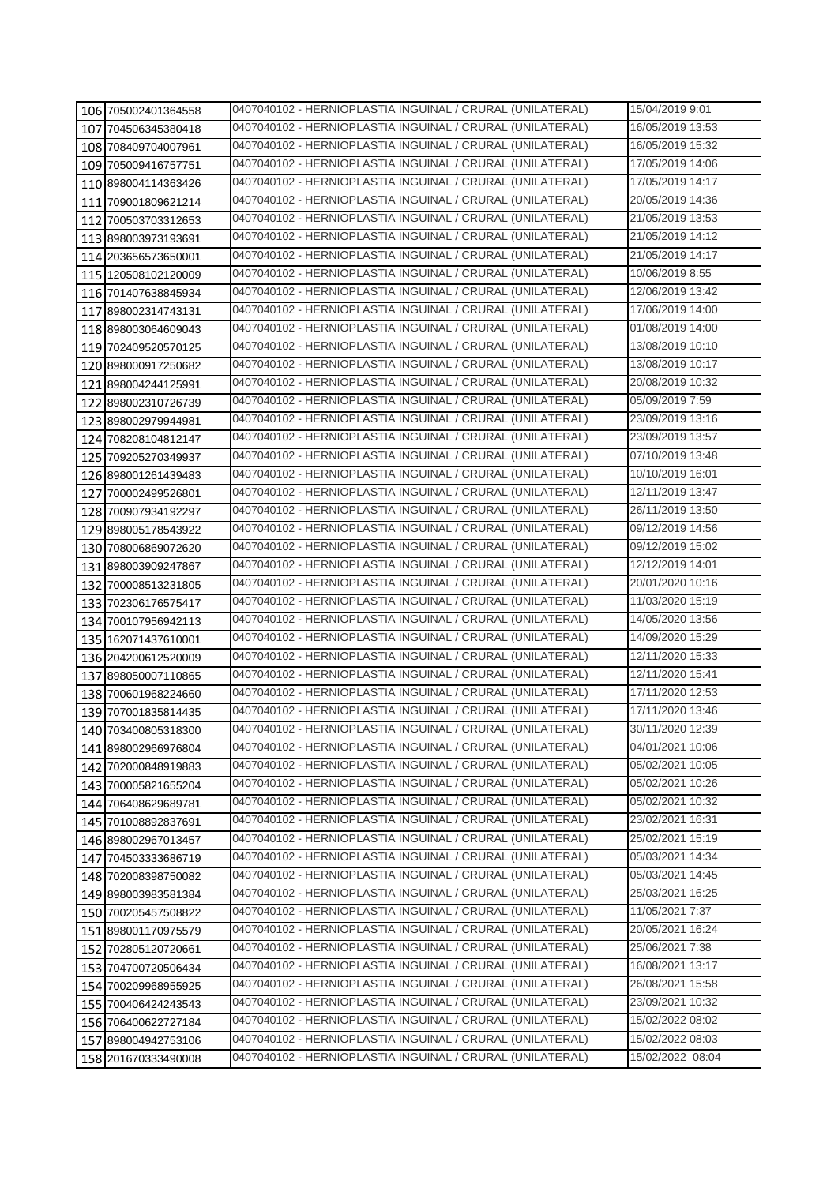| | | | |
|---|---|---|---|
| 106 | 705002401364558 | 0407040102 - HERNIOPLASTIA INGUINAL / CRURAL (UNILATERAL) | 15/04/2019 9:01 |
| 107 | 704506345380418 | 0407040102 - HERNIOPLASTIA INGUINAL / CRURAL (UNILATERAL) | 16/05/2019 13:53 |
| 108 | 708409704007961 | 0407040102 - HERNIOPLASTIA INGUINAL / CRURAL (UNILATERAL) | 16/05/2019 15:32 |
| 109 | 705009416757751 | 0407040102 - HERNIOPLASTIA INGUINAL / CRURAL (UNILATERAL) | 17/05/2019 14:06 |
| 110 | 898004114363426 | 0407040102 - HERNIOPLASTIA INGUINAL / CRURAL (UNILATERAL) | 17/05/2019 14:17 |
| 111 | 709001809621214 | 0407040102 - HERNIOPLASTIA INGUINAL / CRURAL (UNILATERAL) | 20/05/2019 14:36 |
| 112 | 700503703312653 | 0407040102 - HERNIOPLASTIA INGUINAL / CRURAL (UNILATERAL) | 21/05/2019 13:53 |
| 113 | 898003973193691 | 0407040102 - HERNIOPLASTIA INGUINAL / CRURAL (UNILATERAL) | 21/05/2019 14:12 |
| 114 | 203656573650001 | 0407040102 - HERNIOPLASTIA INGUINAL / CRURAL (UNILATERAL) | 21/05/2019 14:17 |
| 115 | 120508102120009 | 0407040102 - HERNIOPLASTIA INGUINAL / CRURAL (UNILATERAL) | 10/06/2019 8:55 |
| 116 | 701407638845934 | 0407040102 - HERNIOPLASTIA INGUINAL / CRURAL (UNILATERAL) | 12/06/2019 13:42 |
| 117 | 898002314743131 | 0407040102 - HERNIOPLASTIA INGUINAL / CRURAL (UNILATERAL) | 17/06/2019 14:00 |
| 118 | 898003064609043 | 0407040102 - HERNIOPLASTIA INGUINAL / CRURAL (UNILATERAL) | 01/08/2019 14:00 |
| 119 | 702409520570125 | 0407040102 - HERNIOPLASTIA INGUINAL / CRURAL (UNILATERAL) | 13/08/2019 10:10 |
| 120 | 898000917250682 | 0407040102 - HERNIOPLASTIA INGUINAL / CRURAL (UNILATERAL) | 13/08/2019 10:17 |
| 121 | 898004244125991 | 0407040102 - HERNIOPLASTIA INGUINAL / CRURAL (UNILATERAL) | 20/08/2019 10:32 |
| 122 | 898002310726739 | 0407040102 - HERNIOPLASTIA INGUINAL / CRURAL (UNILATERAL) | 05/09/2019 7:59 |
| 123 | 898002979944981 | 0407040102 - HERNIOPLASTIA INGUINAL / CRURAL (UNILATERAL) | 23/09/2019 13:16 |
| 124 | 708208104812147 | 0407040102 - HERNIOPLASTIA INGUINAL / CRURAL (UNILATERAL) | 23/09/2019 13:57 |
| 125 | 709205270349937 | 0407040102 - HERNIOPLASTIA INGUINAL / CRURAL (UNILATERAL) | 07/10/2019 13:48 |
| 126 | 898001261439483 | 0407040102 - HERNIOPLASTIA INGUINAL / CRURAL (UNILATERAL) | 10/10/2019 16:01 |
| 127 | 700002499526801 | 0407040102 - HERNIOPLASTIA INGUINAL / CRURAL (UNILATERAL) | 12/11/2019 13:47 |
| 128 | 700907934192297 | 0407040102 - HERNIOPLASTIA INGUINAL / CRURAL (UNILATERAL) | 26/11/2019 13:50 |
| 129 | 898005178543922 | 0407040102 - HERNIOPLASTIA INGUINAL / CRURAL (UNILATERAL) | 09/12/2019 14:56 |
| 130 | 708006869072620 | 0407040102 - HERNIOPLASTIA INGUINAL / CRURAL (UNILATERAL) | 09/12/2019 15:02 |
| 131 | 898003909247867 | 0407040102 - HERNIOPLASTIA INGUINAL / CRURAL (UNILATERAL) | 12/12/2019 14:01 |
| 132 | 700008513231805 | 0407040102 - HERNIOPLASTIA INGUINAL / CRURAL (UNILATERAL) | 20/01/2020 10:16 |
| 133 | 702306176575417 | 0407040102 - HERNIOPLASTIA INGUINAL / CRURAL (UNILATERAL) | 11/03/2020 15:19 |
| 134 | 700107956942113 | 0407040102 - HERNIOPLASTIA INGUINAL / CRURAL (UNILATERAL) | 14/05/2020 13:56 |
| 135 | 162071437610001 | 0407040102 - HERNIOPLASTIA INGUINAL / CRURAL (UNILATERAL) | 14/09/2020 15:29 |
| 136 | 204200612520009 | 0407040102 - HERNIOPLASTIA INGUINAL / CRURAL (UNILATERAL) | 12/11/2020 15:33 |
| 137 | 898050007110865 | 0407040102 - HERNIOPLASTIA INGUINAL / CRURAL (UNILATERAL) | 12/11/2020 15:41 |
| 138 | 700601968224660 | 0407040102 - HERNIOPLASTIA INGUINAL / CRURAL (UNILATERAL) | 17/11/2020 12:53 |
| 139 | 707001835814435 | 0407040102 - HERNIOPLASTIA INGUINAL / CRURAL (UNILATERAL) | 17/11/2020 13:46 |
| 140 | 703400805318300 | 0407040102 - HERNIOPLASTIA INGUINAL / CRURAL (UNILATERAL) | 30/11/2020 12:39 |
| 141 | 898002966976804 | 0407040102 - HERNIOPLASTIA INGUINAL / CRURAL (UNILATERAL) | 04/01/2021 10:06 |
| 142 | 702000848919883 | 0407040102 - HERNIOPLASTIA INGUINAL / CRURAL (UNILATERAL) | 05/02/2021 10:05 |
| 143 | 700005821655204 | 0407040102 - HERNIOPLASTIA INGUINAL / CRURAL (UNILATERAL) | 05/02/2021 10:26 |
| 144 | 706408629689781 | 0407040102 - HERNIOPLASTIA INGUINAL / CRURAL (UNILATERAL) | 05/02/2021 10:32 |
| 145 | 701008892837691 | 0407040102 - HERNIOPLASTIA INGUINAL / CRURAL (UNILATERAL) | 23/02/2021 16:31 |
| 146 | 898002967013457 | 0407040102 - HERNIOPLASTIA INGUINAL / CRURAL (UNILATERAL) | 25/02/2021 15:19 |
| 147 | 704503333686719 | 0407040102 - HERNIOPLASTIA INGUINAL / CRURAL (UNILATERAL) | 05/03/2021 14:34 |
| 148 | 702008398750082 | 0407040102 - HERNIOPLASTIA INGUINAL / CRURAL (UNILATERAL) | 05/03/2021 14:45 |
| 149 | 898003983581384 | 0407040102 - HERNIOPLASTIA INGUINAL / CRURAL (UNILATERAL) | 25/03/2021 16:25 |
| 150 | 700205457508822 | 0407040102 - HERNIOPLASTIA INGUINAL / CRURAL (UNILATERAL) | 11/05/2021 7:37 |
| 151 | 898001170975579 | 0407040102 - HERNIOPLASTIA INGUINAL / CRURAL (UNILATERAL) | 20/05/2021 16:24 |
| 152 | 702805120720661 | 0407040102 - HERNIOPLASTIA INGUINAL / CRURAL (UNILATERAL) | 25/06/2021 7:38 |
| 153 | 704700720506434 | 0407040102 - HERNIOPLASTIA INGUINAL / CRURAL (UNILATERAL) | 16/08/2021 13:17 |
| 154 | 700209968955925 | 0407040102 - HERNIOPLASTIA INGUINAL / CRURAL (UNILATERAL) | 26/08/2021 15:58 |
| 155 | 700406424243543 | 0407040102 - HERNIOPLASTIA INGUINAL / CRURAL (UNILATERAL) | 23/09/2021 10:32 |
| 156 | 706400622727184 | 0407040102 - HERNIOPLASTIA INGUINAL / CRURAL (UNILATERAL) | 15/02/2022 08:02 |
| 157 | 898004942753106 | 0407040102 - HERNIOPLASTIA INGUINAL / CRURAL (UNILATERAL) | 15/02/2022 08:03 |
| 158 | 201670333490008 | 0407040102 - HERNIOPLASTIA INGUINAL / CRURAL (UNILATERAL) | 15/02/2022 08:04 |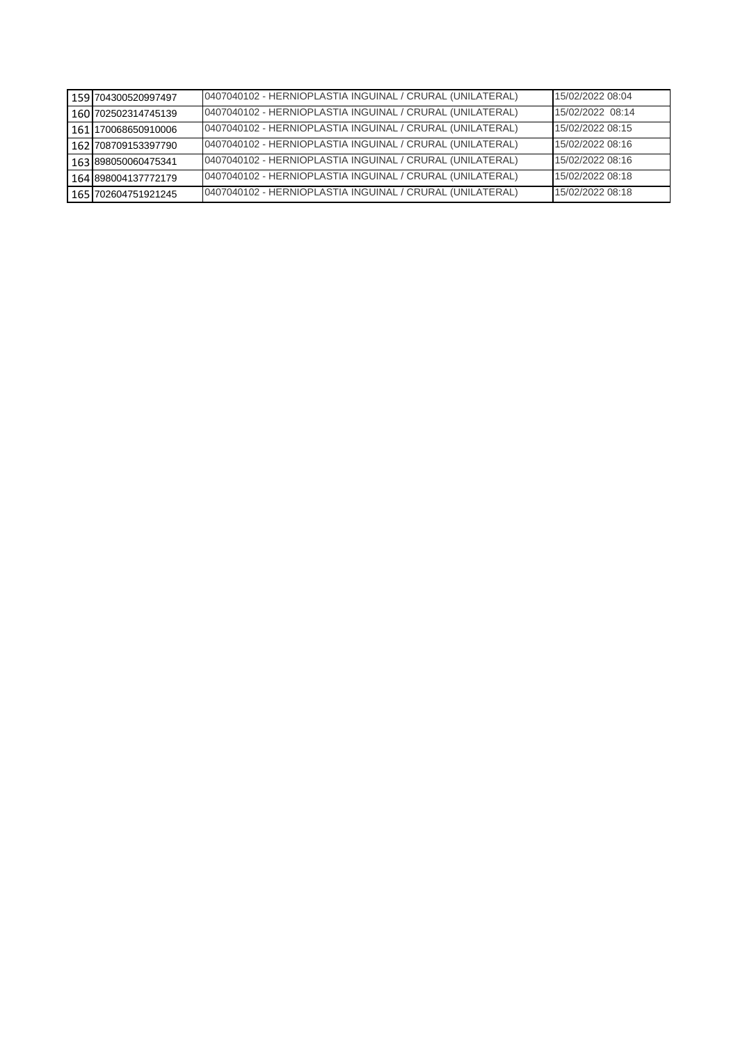| | | | |
|---|---|---|---|
| 159 | 704300520997497 | 0407040102 - HERNIOPLASTIA INGUINAL / CRURAL (UNILATERAL) | 15/02/2022 08:04 |
| 160 | 702502314745139 | 0407040102 - HERNIOPLASTIA INGUINAL / CRURAL (UNILATERAL) | 15/02/2022 08:14 |
| 161 | 170068650910006 | 0407040102 - HERNIOPLASTIA INGUINAL / CRURAL (UNILATERAL) | 15/02/2022 08:15 |
| 162 | 708709153397790 | 0407040102 - HERNIOPLASTIA INGUINAL / CRURAL (UNILATERAL) | 15/02/2022 08:16 |
| 163 | 898050060475341 | 0407040102 - HERNIOPLASTIA INGUINAL / CRURAL (UNILATERAL) | 15/02/2022 08:16 |
| 164 | 898004137772179 | 0407040102 - HERNIOPLASTIA INGUINAL / CRURAL (UNILATERAL) | 15/02/2022 08:18 |
| 165 | 702604751921245 | 0407040102 - HERNIOPLASTIA INGUINAL / CRURAL (UNILATERAL) | 15/02/2022 08:18 |